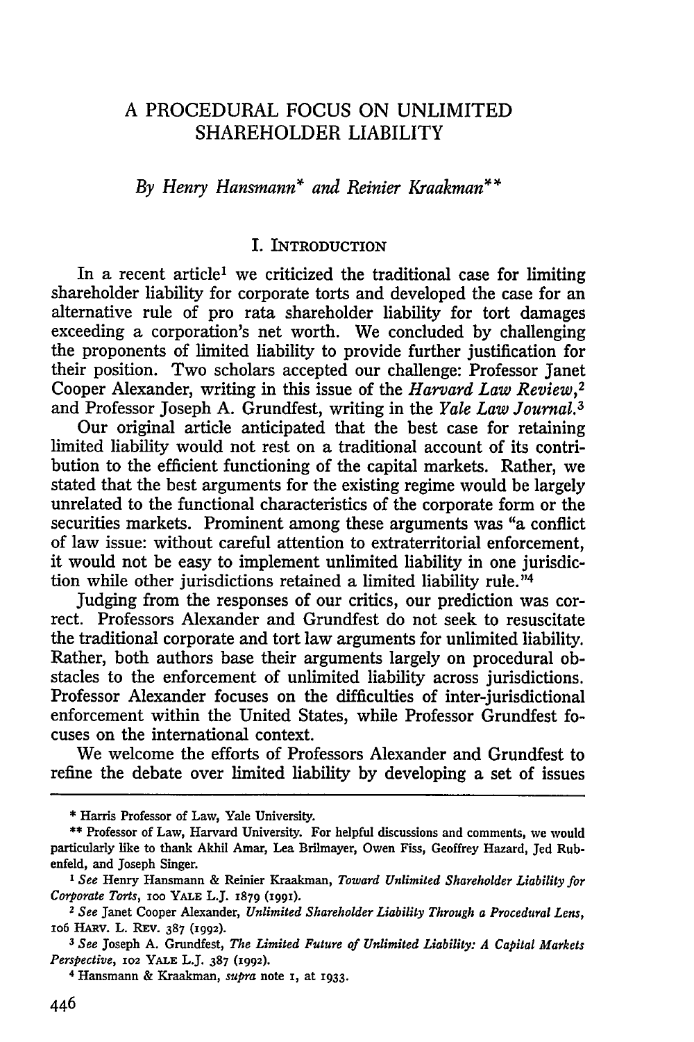# A PROCEDURAL FOCUS ON UNLIMITED SHAREHOLDER LIABILITY

*By Henry Hansmann\* and Reinier Kraakman\*\**

## I. INTRODUCTION

In a recent article[1] we criticized the traditional case for limiting shareholder liability for corporate torts and developed the case for an alternative rule of pro rata shareholder liability for tort damages exceeding a corporation's net worth. We concluded by challenging the proponents of limited liability to provide further justification for their position. Two scholars accepted our challenge: Professor Janet Cooper Alexander, writing in this issue of the *Harvard Law Review*,[2] and Professor Joseph A. Grundfest, writing in the *Yale Law Journal*.[3]

Our original article anticipated that the best case for retaining limited liability would not rest on a traditional account of its contribution to the efficient functioning of the capital markets. Rather, we stated that the best arguments for the existing regime would be largely unrelated to the functional characteristics of the corporate form or the securities markets. Prominent among these arguments was "a conflict of law issue: without careful attention to extraterritorial enforcement, it would not be easy to implement unlimited liability in one jurisdiction while other jurisdictions retained a limited liability rule."[4]

Judging from the responses of our critics, our prediction was correct. Professors Alexander and Grundfest do not seek to resuscitate the traditional corporate and tort law arguments for unlimited liability. Rather, both authors base their arguments largely on procedural obstacles to the enforcement of unlimited liability across jurisdictions. Professor Alexander focuses on the difficulties of inter-jurisdictional enforcement within the United States, while Professor Grundfest focuses on the international context.

We welcome the efforts of Professors Alexander and Grundfest to refine the debate over limited liability by developing a set of issues

---

\* Harris Professor of Law, Yale University.

\*\* Professor of Law, Harvard University. For helpful discussions and comments, we would particularly like to thank Akhil Amar, Lea Brilmayer, Owen Fiss, Geoffrey Hazard, Jed Rubenfeld, and Joseph Singer.

[1] *See* Henry Hansmann & Reinier Kraakman, *Toward Unlimited Shareholder Liability for Corporate Torts*, 100 YALE L.J. 1879 (1991).

[2] *See* Janet Cooper Alexander, *Unlimited Shareholder Liability Through a Procedural Lens*, 106 HARV. L. REV. 387 (1992).

[3] *See* Joseph A. Grundfest, *The Limited Future of Unlimited Liability: A Capital Markets Perspective*, 102 YALE L.J. 387 (1992).

[4] Hansmann & Kraakman, *supra* note 1, at 1933.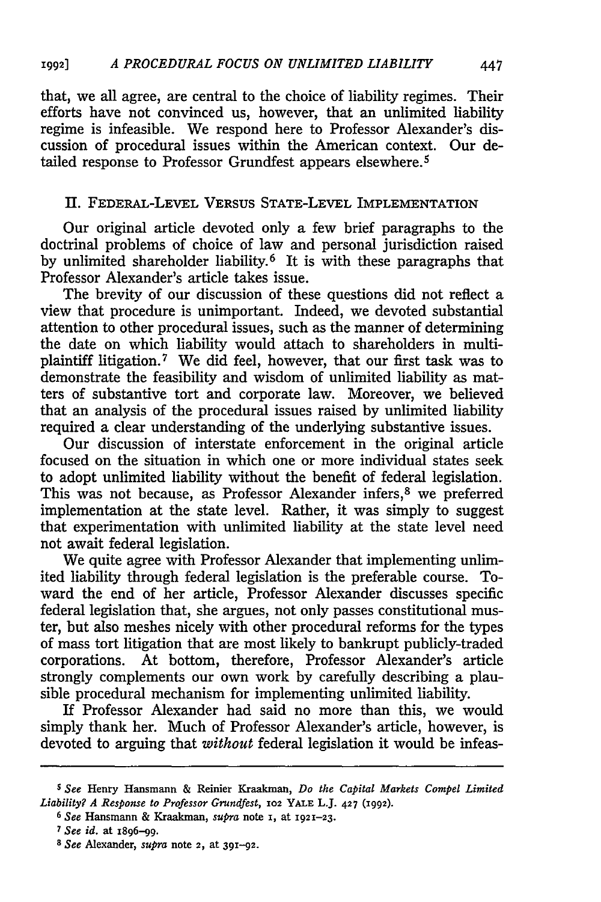that, we all agree, are central to the choice of liability regimes. Their efforts have not convinced us, however, that an unlimited liability regime is infeasible. We respond here to Professor Alexander's discussion of procedural issues within the American context. Our detailed response to Professor Grundfest appears elsewhere.[5]

## II. FEDERAL-LEVEL VERSUS STATE-LEVEL IMPLEMENTATION

Our original article devoted only a few brief paragraphs to the doctrinal problems of choice of law and personal jurisdiction raised by unlimited shareholder liability.[6] It is with these paragraphs that Professor Alexander's article takes issue.

The brevity of our discussion of these questions did not reflect a view that procedure is unimportant. Indeed, we devoted substantial attention to other procedural issues, such as the manner of determining the date on which liability would attach to shareholders in multi-plaintiff litigation.[7] We did feel, however, that our first task was to demonstrate the feasibility and wisdom of unlimited liability as matters of substantive tort and corporate law. Moreover, we believed that an analysis of the procedural issues raised by unlimited liability required a clear understanding of the underlying substantive issues.

Our discussion of interstate enforcement in the original article focused on the situation in which one or more individual states seek to adopt unlimited liability without the benefit of federal legislation. This was not because, as Professor Alexander infers,[8] we preferred implementation at the state level. Rather, it was simply to suggest that experimentation with unlimited liability at the state level need not await federal legislation.

We quite agree with Professor Alexander that implementing unlimited liability through federal legislation is the preferable course. Toward the end of her article, Professor Alexander discusses specific federal legislation that, she argues, not only passes constitutional muster, but also meshes nicely with other procedural reforms for the types of mass tort litigation that are most likely to bankrupt publicly-traded corporations. At bottom, therefore, Professor Alexander's article strongly complements our own work by carefully describing a plausible procedural mechanism for implementing unlimited liability.

If Professor Alexander had said no more than this, we would simply thank her. Much of Professor Alexander's article, however, is devoted to arguing that *without* federal legislation it would be infeas-

---

[5] *See* Henry Hansmann & Reinier Kraakman, *Do the Capital Markets Compel Limited Liability? A Response to Professor Grundfest*, 102 YALE L.J. 427 (1992).

[6] *See* Hansmann & Kraakman, *supra* note 1, at 1921–23.

[7] *See id.* at 1896–99.

[8] *See* Alexander, *supra* note 2, at 391–92.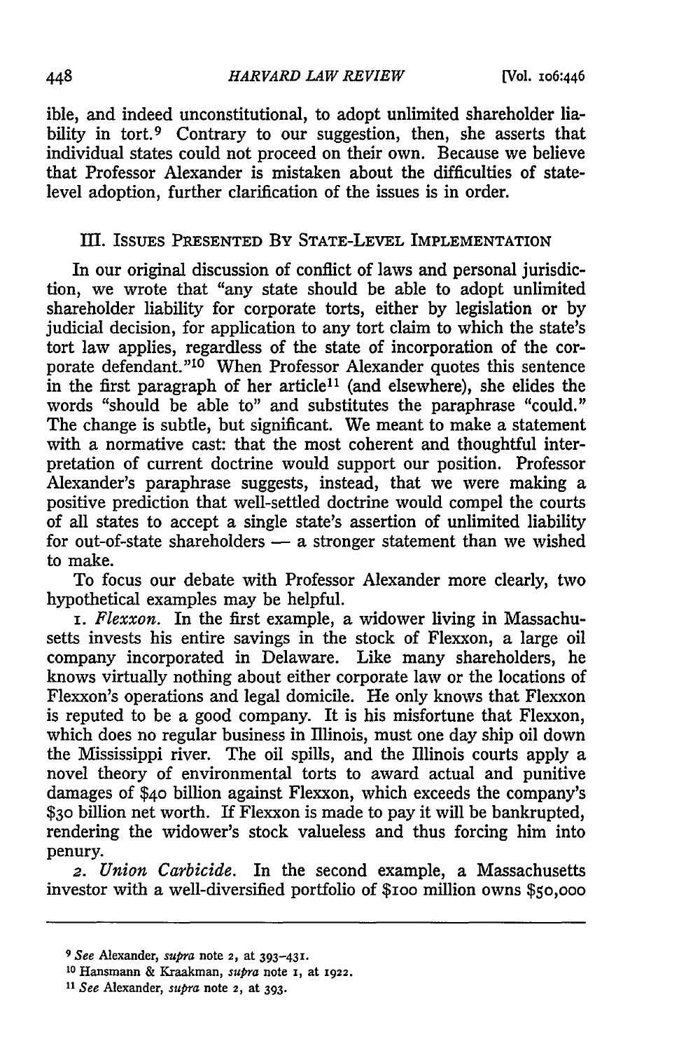ible, and indeed unconstitutional, to adopt unlimited shareholder liability in tort.[9] Contrary to our suggestion, then, she asserts that individual states could not proceed on their own. Because we believe that Professor Alexander is mistaken about the difficulties of state-level adoption, further clarification of the issues is in order.

## III. Issues Presented By State-Level Implementation

In our original discussion of conflict of laws and personal jurisdiction, we wrote that "any state should be able to adopt unlimited shareholder liability for corporate torts, either by legislation or by judicial decision, for application to any tort claim to which the state's tort law applies, regardless of the state of incorporation of the corporate defendant."[10] When Professor Alexander quotes this sentence in the first paragraph of her article[11] (and elsewhere), she elides the words "should be able to" and substitutes the paraphrase "could." The change is subtle, but significant. We meant to make a statement with a normative cast: that the most coherent and thoughtful interpretation of current doctrine would support our position. Professor Alexander's paraphrase suggests, instead, that we were making a positive prediction that well-settled doctrine would compel the courts of all states to accept a single state's assertion of unlimited liability for out-of-state shareholders — a stronger statement than we wished to make.

To focus our debate with Professor Alexander more clearly, two hypothetical examples may be helpful.

1. *Flexxon.* In the first example, a widower living in Massachusetts invests his entire savings in the stock of Flexxon, a large oil company incorporated in Delaware. Like many shareholders, he knows virtually nothing about either corporate law or the locations of Flexxon's operations and legal domicile. He only knows that Flexxon is reputed to be a good company. It is his misfortune that Flexxon, which does no regular business in Illinois, must one day ship oil down the Mississippi river. The oil spills, and the Illinois courts apply a novel theory of environmental torts to award actual and punitive damages of $40 billion against Flexxon, which exceeds the company's $30 billion net worth. If Flexxon is made to pay it will be bankrupted, rendering the widower's stock valueless and thus forcing him into penury.

2. *Union Carbicide.* In the second example, a Massachusetts investor with a well-diversified portfolio of $100 million owns $50,000

---

[9] *See* Alexander, *supra* note 2, at 393–431.

[10] Hansmann & Kraakman, *supra* note 1, at 1922.

[11] *See* Alexander, *supra* note 2, at 393.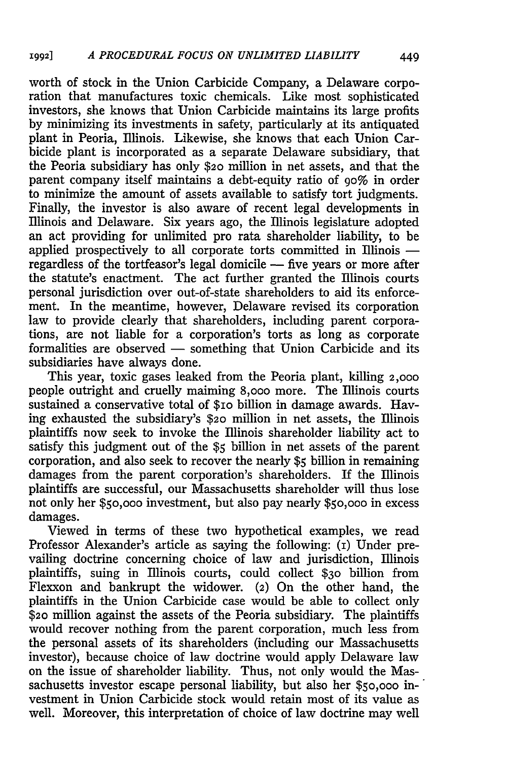worth of stock in the Union Carbicide Company, a Delaware corporation that manufactures toxic chemicals. Like most sophisticated investors, she knows that Union Carbicide maintains its large profits by minimizing its investments in safety, particularly at its antiquated plant in Peoria, Illinois. Likewise, she knows that each Union Carbicide plant is incorporated as a separate Delaware subsidiary, that the Peoria subsidiary has only $20 million in net assets, and that the parent company itself maintains a debt-equity ratio of 90% in order to minimize the amount of assets available to satisfy tort judgments. Finally, the investor is also aware of recent legal developments in Illinois and Delaware. Six years ago, the Illinois legislature adopted an act providing for unlimited pro rata shareholder liability, to be applied prospectively to all corporate torts committed in Illinois — regardless of the tortfeasor's legal domicile — five years or more after the statute's enactment. The act further granted the Illinois courts personal jurisdiction over out-of-state shareholders to aid its enforcement. In the meantime, however, Delaware revised its corporation law to provide clearly that shareholders, including parent corporations, are not liable for a corporation's torts as long as corporate formalities are observed — something that Union Carbicide and its subsidiaries have always done.

This year, toxic gases leaked from the Peoria plant, killing 2,000 people outright and cruelly maiming 8,000 more. The Illinois courts sustained a conservative total of $10 billion in damage awards. Having exhausted the subsidiary's $20 million in net assets, the Illinois plaintiffs now seek to invoke the Illinois shareholder liability act to satisfy this judgment out of the $5 billion in net assets of the parent corporation, and also seek to recover the nearly $5 billion in remaining damages from the parent corporation's shareholders. If the Illinois plaintiffs are successful, our Massachusetts shareholder will thus lose not only her $50,000 investment, but also pay nearly $50,000 in excess damages.

Viewed in terms of these two hypothetical examples, we read Professor Alexander's article as saying the following: (1) Under prevailing doctrine concerning choice of law and jurisdiction, Illinois plaintiffs, suing in Illinois courts, could collect $30 billion from Flexxon and bankrupt the widower. (2) On the other hand, the plaintiffs in the Union Carbicide case would be able to collect only $20 million against the assets of the Peoria subsidiary. The plaintiffs would recover nothing from the parent corporation, much less from the personal assets of its shareholders (including our Massachusetts investor), because choice of law doctrine would apply Delaware law on the issue of shareholder liability. Thus, not only would the Massachusetts investor escape personal liability, but also her $50,000 investment in Union Carbicide stock would retain most of its value as well. Moreover, this interpretation of choice of law doctrine may well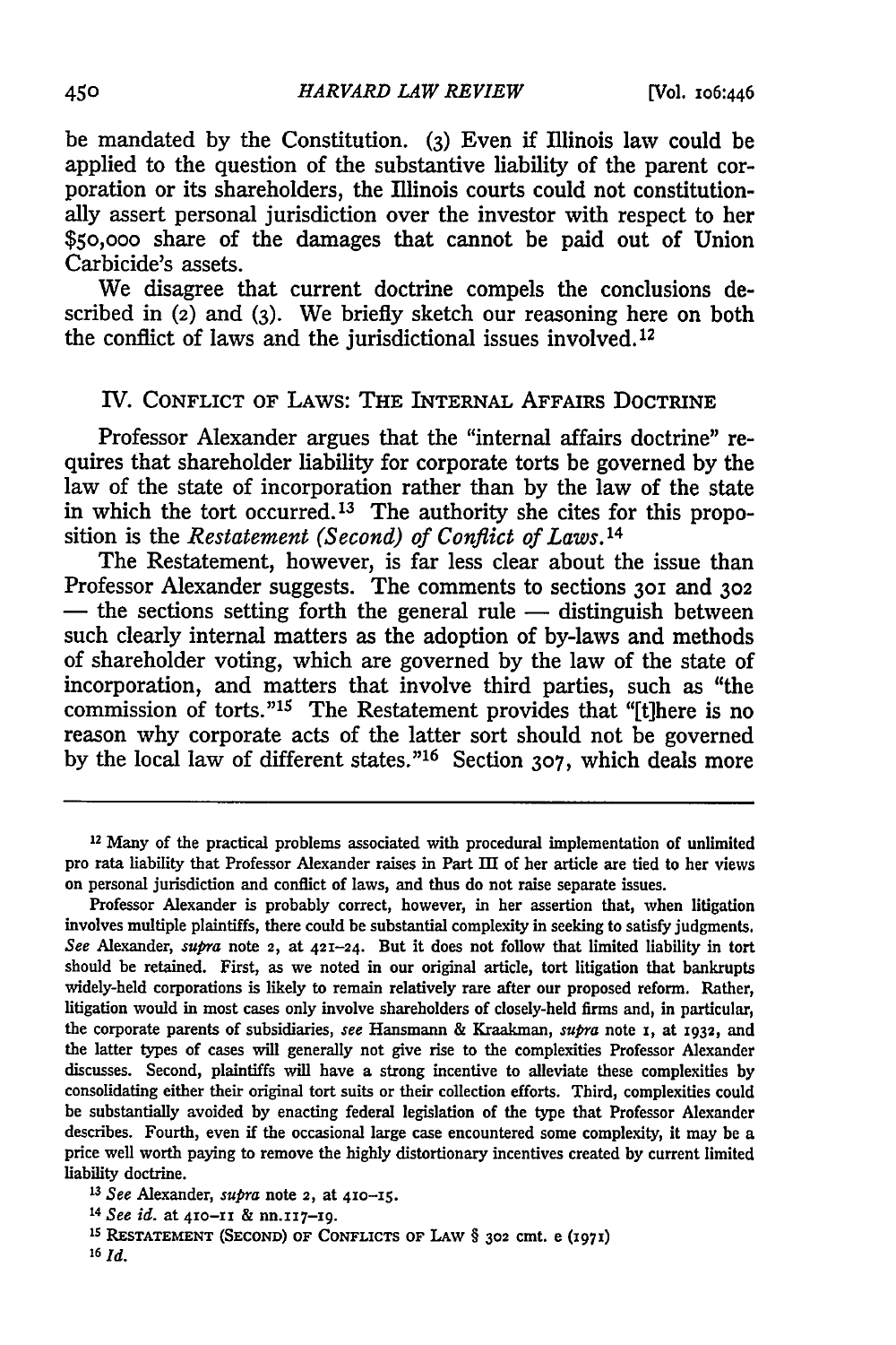be mandated by the Constitution. (3) Even if Illinois law could be applied to the question of the substantive liability of the parent corporation or its shareholders, the Illinois courts could not constitutionally assert personal jurisdiction over the investor with respect to her $50,000 share of the damages that cannot be paid out of Union Carbicide's assets.

We disagree that current doctrine compels the conclusions described in (2) and (3). We briefly sketch our reasoning here on both the conflict of laws and the jurisdictional issues involved.[12]

## IV. Conflict of Laws: The Internal Affairs Doctrine

Professor Alexander argues that the "internal affairs doctrine" requires that shareholder liability for corporate torts be governed by the law of the state of incorporation rather than by the law of the state in which the tort occurred.[13] The authority she cites for this proposition is the *Restatement (Second) of Conflict of Laws*.[14]

The Restatement, however, is far less clear about the issue than Professor Alexander suggests. The comments to sections 301 and 302 — the sections setting forth the general rule — distinguish between such clearly internal matters as the adoption of by-laws and methods of shareholder voting, which are governed by the law of the state of incorporation, and matters that involve third parties, such as "the commission of torts."[15] The Restatement provides that "[t]here is no reason why corporate acts of the latter sort should not be governed by the local law of different states."[16] Section 307, which deals more

---

[12] Many of the practical problems associated with procedural implementation of unlimited pro rata liability that Professor Alexander raises in Part III of her article are tied to her views on personal jurisdiction and conflict of laws, and thus do not raise separate issues.

Professor Alexander is probably correct, however, in her assertion that, when litigation involves multiple plaintiffs, there could be substantial complexity in seeking to satisfy judgments. *See* Alexander, *supra* note 2, at 421–24. But it does not follow that limited liability in tort should be retained. First, as we noted in our original article, tort litigation that bankrupts widely-held corporations is likely to remain relatively rare after our proposed reform. Rather, litigation would in most cases only involve shareholders of closely-held firms and, in particular, the corporate parents of subsidiaries, *see* Hansmann & Kraakman, *supra* note 1, at 1932, and the latter types of cases will generally not give rise to the complexities Professor Alexander discusses. Second, plaintiffs will have a strong incentive to alleviate these complexities by consolidating either their original tort suits or their collection efforts. Third, complexities could be substantially avoided by enacting federal legislation of the type that Professor Alexander describes. Fourth, even if the occasional large case encountered some complexity, it may be a price well worth paying to remove the highly distortionary incentives created by current limited liability doctrine.

[13] *See* Alexander, *supra* note 2, at 410–15.

[14] *See id.* at 410–11 & nn.117–19.

[15] Restatement (Second) of Conflicts of Law § 302 cmt. e (1971)

[16] *Id.*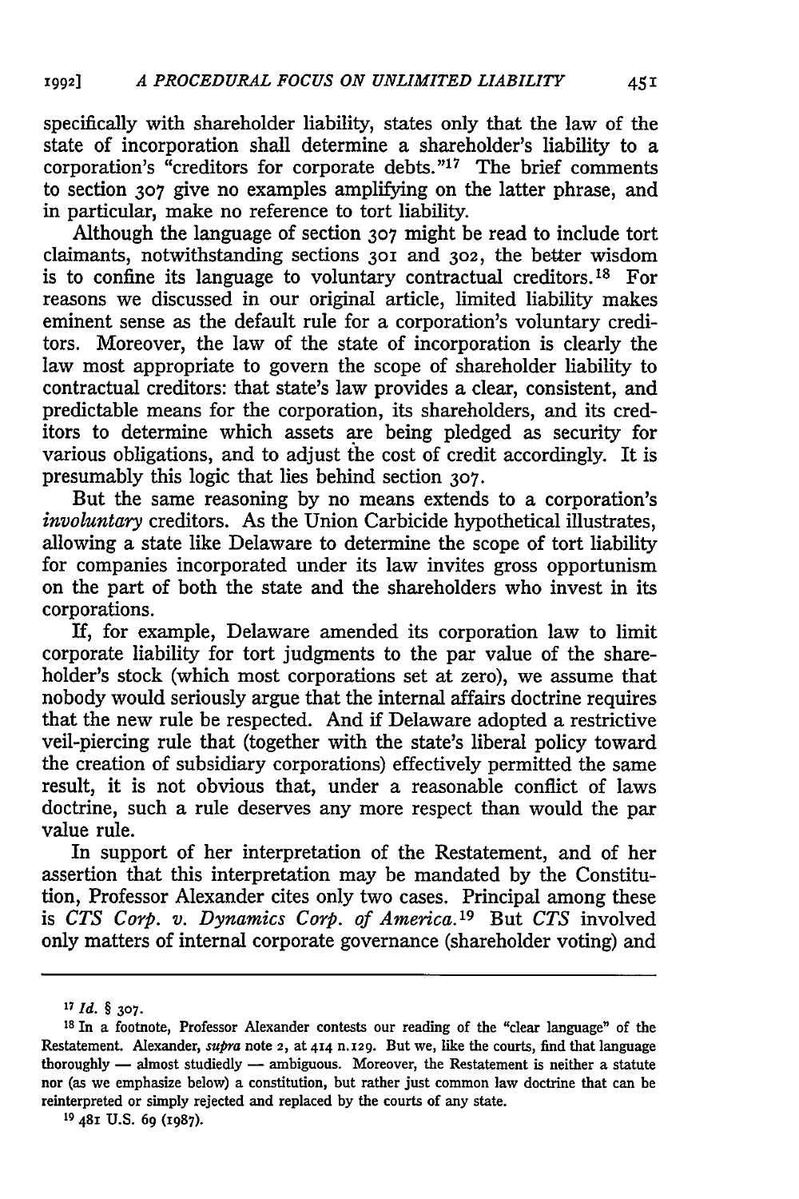specifically with shareholder liability, states only that the law of the state of incorporation shall determine a shareholder's liability to a corporation's "creditors for corporate debts."[17] The brief comments to section 307 give no examples amplifying on the latter phrase, and in particular, make no reference to tort liability.

Although the language of section 307 might be read to include tort claimants, notwithstanding sections 301 and 302, the better wisdom is to confine its language to voluntary contractual creditors.[18] For reasons we discussed in our original article, limited liability makes eminent sense as the default rule for a corporation's voluntary creditors. Moreover, the law of the state of incorporation is clearly the law most appropriate to govern the scope of shareholder liability to contractual creditors: that state's law provides a clear, consistent, and predictable means for the corporation, its shareholders, and its creditors to determine which assets are being pledged as security for various obligations, and to adjust the cost of credit accordingly. It is presumably this logic that lies behind section 307.

But the same reasoning by no means extends to a corporation's *involuntary* creditors. As the Union Carbicide hypothetical illustrates, allowing a state like Delaware to determine the scope of tort liability for companies incorporated under its law invites gross opportunism on the part of both the state and the shareholders who invest in its corporations.

If, for example, Delaware amended its corporation law to limit corporate liability for tort judgments to the par value of the shareholder's stock (which most corporations set at zero), we assume that nobody would seriously argue that the internal affairs doctrine requires that the new rule be respected. And if Delaware adopted a restrictive veil-piercing rule that (together with the state's liberal policy toward the creation of subsidiary corporations) effectively permitted the same result, it is not obvious that, under a reasonable conflict of laws doctrine, such a rule deserves any more respect than would the par value rule.

In support of her interpretation of the Restatement, and of her assertion that this interpretation may be mandated by the Constitution, Professor Alexander cites only two cases. Principal among these is *CTS Corp. v. Dynamics Corp. of America*.[19] But *CTS* involved only matters of internal corporate governance (shareholder voting) and

---

[17] *Id.* § 307.

[18] In a footnote, Professor Alexander contests our reading of the "clear language" of the Restatement. Alexander, *supra* note 2, at 414 n.129. But we, like the courts, find that language thoroughly — almost studiedly — ambiguous. Moreover, the Restatement is neither a statute nor (as we emphasize below) a constitution, but rather just common law doctrine that can be reinterpreted or simply rejected and replaced by the courts of any state.

[19] 481 U.S. 69 (1987).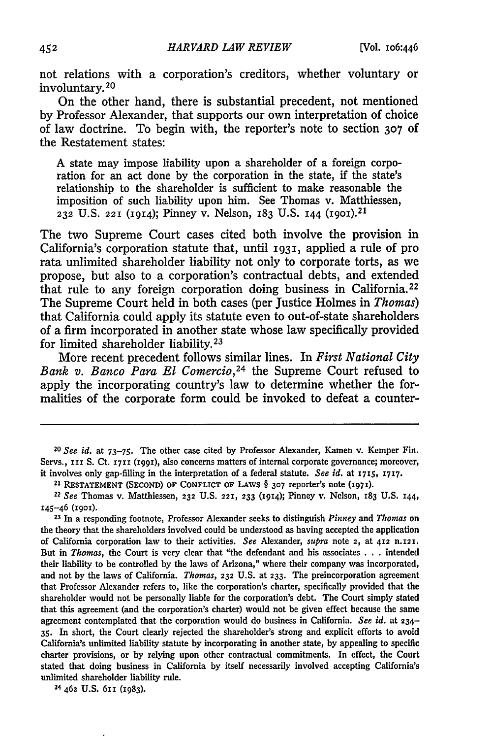not relations with a corporation's creditors, whether voluntary or involuntary.[20]

On the other hand, there is substantial precedent, not mentioned by Professor Alexander, that supports our own interpretation of choice of law doctrine. To begin with, the reporter's note to section 307 of the Restatement states:

> A state may impose liability upon a shareholder of a foreign corporation for an act done by the corporation in the state, if the state's relationship to the shareholder is sufficient to make reasonable the imposition of such liability upon him. See Thomas v. Matthiessen, 232 U.S. 221 (1914); Pinney v. Nelson, 183 U.S. 144 (1901).[21]

The two Supreme Court cases cited both involve the provision in California's corporation statute that, until 1931, applied a rule of pro rata unlimited shareholder liability not only to corporate torts, as we propose, but also to a corporation's contractual debts, and extended that rule to any foreign corporation doing business in California.[22] The Supreme Court held in both cases (per Justice Holmes in *Thomas*) that California could apply its statute even to out-of-state shareholders of a firm incorporated in another state whose law specifically provided for limited shareholder liability.[23]

More recent precedent follows similar lines. In *First National City Bank v. Banco Para El Comercio*,[24] the Supreme Court refused to apply the incorporating country's law to determine whether the formalities of the corporate form could be invoked to defeat a counter-

---

[20] *See id.* at 73–75. The other case cited by Professor Alexander, Kamen v. Kemper Fin. Servs., 111 S. Ct. 1711 (1991), also concerns matters of internal corporate governance; moreover, it involves only gap-filling in the interpretation of a federal statute. *See id.* at 1715, 1717.

[21] RESTATEMENT (SECOND) OF CONFLICT OF LAWS § 307 reporter's note (1971).

[22] *See* Thomas v. Matthiessen, 232 U.S. 221, 233 (1914); Pinney v. Nelson, 183 U.S. 144, 145–46 (1901).

[23] In a responding footnote, Professor Alexander seeks to distinguish *Pinney* and *Thomas* on the theory that the shareholders involved could be understood as having accepted the application of California corporation law to their activities. *See* Alexander, *supra* note 2, at 412 n.121. But in *Thomas*, the Court is very clear that "the defendant and his associates . . . intended their liability to be controlled by the laws of Arizona," where their company was incorporated, and not by the laws of California. *Thomas*, 232 U.S. at 233. The preincorporation agreement that Professor Alexander refers to, like the corporation's charter, specifically provided that the shareholder would not be personally liable for the corporation's debt. The Court simply stated that this agreement (and the corporation's charter) would not be given effect because the same agreement contemplated that the corporation would do business in California. *See id.* at 234–35. In short, the Court clearly rejected the shareholder's strong and explicit efforts to avoid California's unlimited liability statute by incorporating in another state, by appealing to specific charter provisions, or by relying upon other contractual commitments. In effect, the Court stated that doing business in California by itself necessarily involved accepting California's unlimited shareholder liability rule.

[24] 462 U.S. 611 (1983).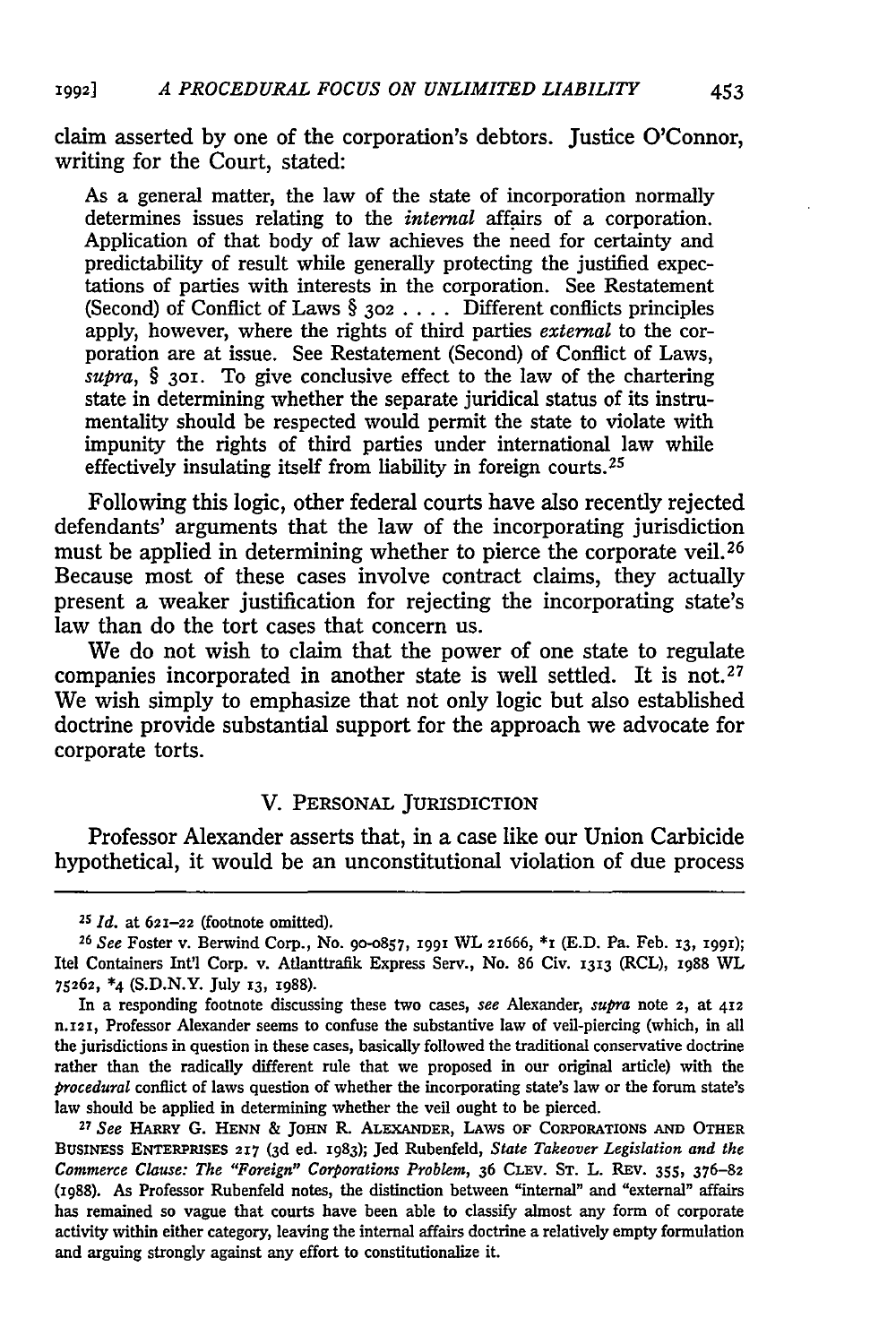claim asserted by one of the corporation's debtors. Justice O'Connor, writing for the Court, stated:

> As a general matter, the law of the state of incorporation normally determines issues relating to the *internal* affairs of a corporation. Application of that body of law achieves the need for certainty and predictability of result while generally protecting the justified expectations of parties with interests in the corporation. See Restatement (Second) of Conflict of Laws § 302 . . . . Different conflicts principles apply, however, where the rights of third parties *external* to the corporation are at issue. See Restatement (Second) of Conflict of Laws, *supra*, § 301. To give conclusive effect to the law of the chartering state in determining whether the separate juridical status of its instrumentality should be respected would permit the state to violate with impunity the rights of third parties under international law while effectively insulating itself from liability in foreign courts.[25]

Following this logic, other federal courts have also recently rejected defendants' arguments that the law of the incorporating jurisdiction must be applied in determining whether to pierce the corporate veil.[26] Because most of these cases involve contract claims, they actually present a weaker justification for rejecting the incorporating state's law than do the tort cases that concern us.

We do not wish to claim that the power of one state to regulate companies incorporated in another state is well settled. It is not.[27] We wish simply to emphasize that not only logic but also established doctrine provide substantial support for the approach we advocate for corporate torts.

## V. Personal Jurisdiction

Professor Alexander asserts that, in a case like our Union Carbicide hypothetical, it would be an unconstitutional violation of due process

---

[25] *Id.* at 621–22 (footnote omitted).

[26] *See* Foster v. Berwind Corp., No. 90-0857, 1991 WL 21666, *1 (E.D. Pa. Feb. 13, 1991); Itel Containers Int'l Corp. v. Atlanttrafik Express Serv., No. 86 Civ. 1313 (RCL), 1988 WL 75262, *4 (S.D.N.Y. July 13, 1988).

In a responding footnote discussing these two cases, *see* Alexander, *supra* note 2, at 412 n.121, Professor Alexander seems to confuse the substantive law of veil-piercing (which, in all the jurisdictions in question in these cases, basically followed the traditional conservative doctrine rather than the radically different rule that we proposed in our original article) with the *procedural* conflict of laws question of whether the incorporating state's law or the forum state's law should be applied in determining whether the veil ought to be pierced.

[27] *See* Harry G. Henn & John R. Alexander, Laws of Corporations and Other Business Enterprises 217 (3d ed. 1983); Jed Rubenfeld, *State Takeover Legislation and the Commerce Clause: The "Foreign" Corporations Problem*, 36 Clev. St. L. Rev. 355, 376–82 (1988). As Professor Rubenfeld notes, the distinction between "internal" and "external" affairs has remained so vague that courts have been able to classify almost any form of corporate activity within either category, leaving the internal affairs doctrine a relatively empty formulation and arguing strongly against any effort to constitutionalize it.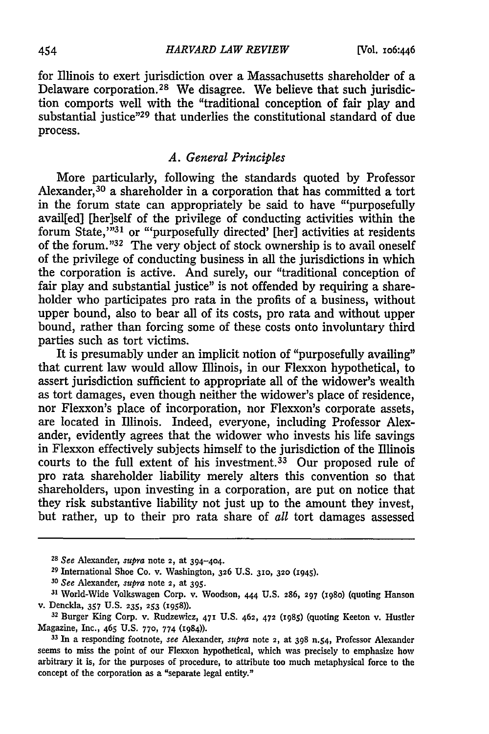for Illinois to exert jurisdiction over a Massachusetts shareholder of a Delaware corporation.[28] We disagree. We believe that such jurisdiction comports well with the "traditional conception of fair play and substantial justice"[29] that underlies the constitutional standard of due process.

### *A. General Principles*

More particularly, following the standards quoted by Professor Alexander,[30] a shareholder in a corporation that has committed a tort in the forum state can appropriately be said to have "'purposefully avail[ed] [her]self of the privilege of conducting activities within the forum State,'"[31] or "'purposefully directed' [her] activities at residents of the forum."[32] The very object of stock ownership is to avail oneself of the privilege of conducting business in all the jurisdictions in which the corporation is active. And surely, our "traditional conception of fair play and substantial justice" is not offended by requiring a shareholder who participates pro rata in the profits of a business, without upper bound, also to bear all of its costs, pro rata and without upper bound, rather than forcing some of these costs onto involuntary third parties such as tort victims.

It is presumably under an implicit notion of "purposefully availing" that current law would allow Illinois, in our Flexxon hypothetical, to assert jurisdiction sufficient to appropriate all of the widower's wealth as tort damages, even though neither the widower's place of residence, nor Flexxon's place of incorporation, nor Flexxon's corporate assets, are located in Illinois. Indeed, everyone, including Professor Alexander, evidently agrees that the widower who invests his life savings in Flexxon effectively subjects himself to the jurisdiction of the Illinois courts to the full extent of his investment.[33] Our proposed rule of pro rata shareholder liability merely alters this convention so that shareholders, upon investing in a corporation, are put on notice that they risk substantive liability not just up to the amount they invest, but rather, up to their pro rata share of *all* tort damages assessed

---

[28] *See* Alexander, *supra* note 2, at 394–404.

[29] International Shoe Co. v. Washington, 326 U.S. 310, 320 (1945).

[30] *See* Alexander, *supra* note 2, at 395.

[31] World-Wide Volkswagen Corp. v. Woodson, 444 U.S. 286, 297 (1980) (quoting Hanson v. Denckla, 357 U.S. 235, 253 (1958)).

[32] Burger King Corp. v. Rudzewicz, 471 U.S. 462, 472 (1985) (quoting Keeton v. Hustler Magazine, Inc., 465 U.S. 770, 774 (1984)).

[33] In a responding footnote, *see* Alexander, *supra* note 2, at 398 n.54, Professor Alexander seems to miss the point of our Flexxon hypothetical, which was precisely to emphasize how arbitrary it is, for the purposes of procedure, to attribute too much metaphysical force to the concept of the corporation as a "separate legal entity."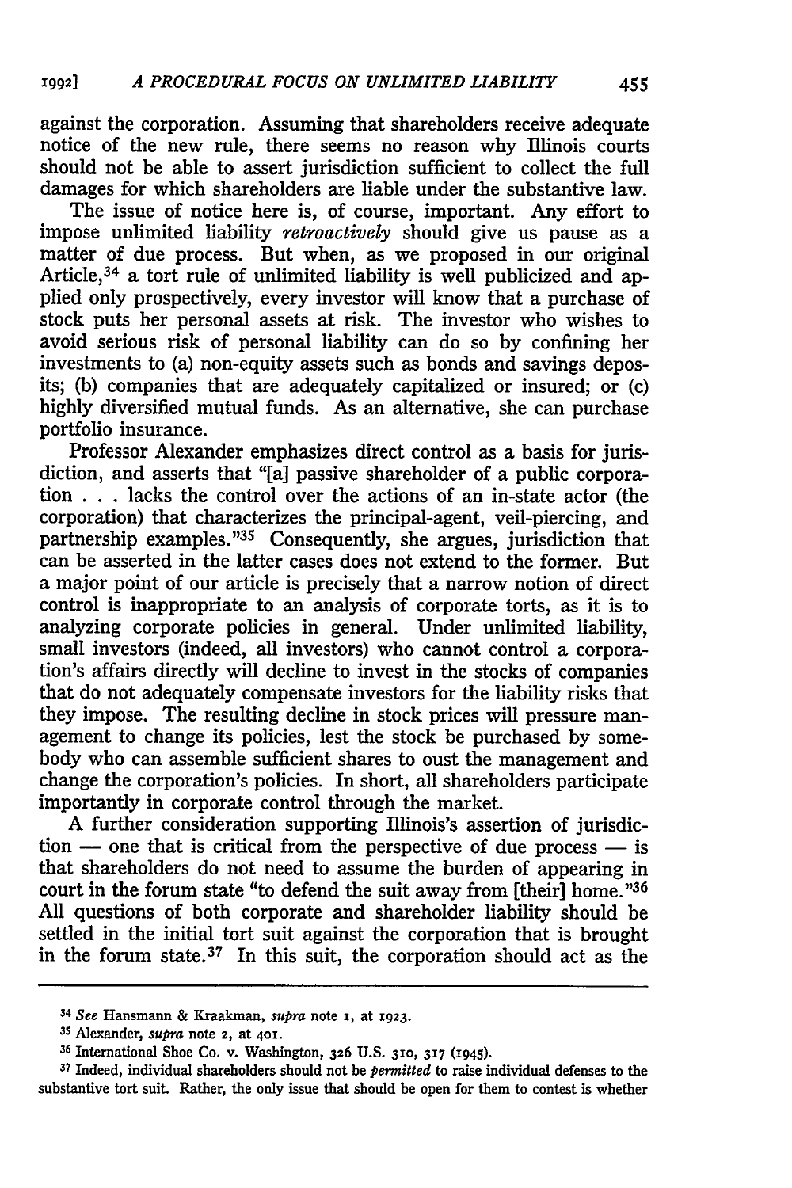against the corporation. Assuming that shareholders receive adequate notice of the new rule, there seems no reason why Illinois courts should not be able to assert jurisdiction sufficient to collect the full damages for which shareholders are liable under the substantive law.

The issue of notice here is, of course, important. Any effort to impose unlimited liability *retroactively* should give us pause as a matter of due process. But when, as we proposed in our original Article,[34] a tort rule of unlimited liability is well publicized and applied only prospectively, every investor will know that a purchase of stock puts her personal assets at risk. The investor who wishes to avoid serious risk of personal liability can do so by confining her investments to (a) non-equity assets such as bonds and savings deposits; (b) companies that are adequately capitalized or insured; or (c) highly diversified mutual funds. As an alternative, she can purchase portfolio insurance.

Professor Alexander emphasizes direct control as a basis for jurisdiction, and asserts that "[a] passive shareholder of a public corporation . . . lacks the control over the actions of an in-state actor (the corporation) that characterizes the principal-agent, veil-piercing, and partnership examples."[35] Consequently, she argues, jurisdiction that can be asserted in the latter cases does not extend to the former. But a major point of our article is precisely that a narrow notion of direct control is inappropriate to an analysis of corporate torts, as it is to analyzing corporate policies in general. Under unlimited liability, small investors (indeed, all investors) who cannot control a corporation's affairs directly will decline to invest in the stocks of companies that do not adequately compensate investors for the liability risks that they impose. The resulting decline in stock prices will pressure management to change its policies, lest the stock be purchased by somebody who can assemble sufficient shares to oust the management and change the corporation's policies. In short, all shareholders participate importantly in corporate control through the market.

A further consideration supporting Illinois's assertion of jurisdiction — one that is critical from the perspective of due process — is that shareholders do not need to assume the burden of appearing in court in the forum state "to defend the suit away from [their] home."[36] All questions of both corporate and shareholder liability should be settled in the initial tort suit against the corporation that is brought in the forum state.[37] In this suit, the corporation should act as the

---

[34] *See* Hansmann & Kraakman, *supra* note 1, at 1923.

[35] Alexander, *supra* note 2, at 401.

[36] International Shoe Co. v. Washington, 326 U.S. 310, 317 (1945).

[37] Indeed, individual shareholders should not be *permitted* to raise individual defenses to the substantive tort suit. Rather, the only issue that should be open for them to contest is whether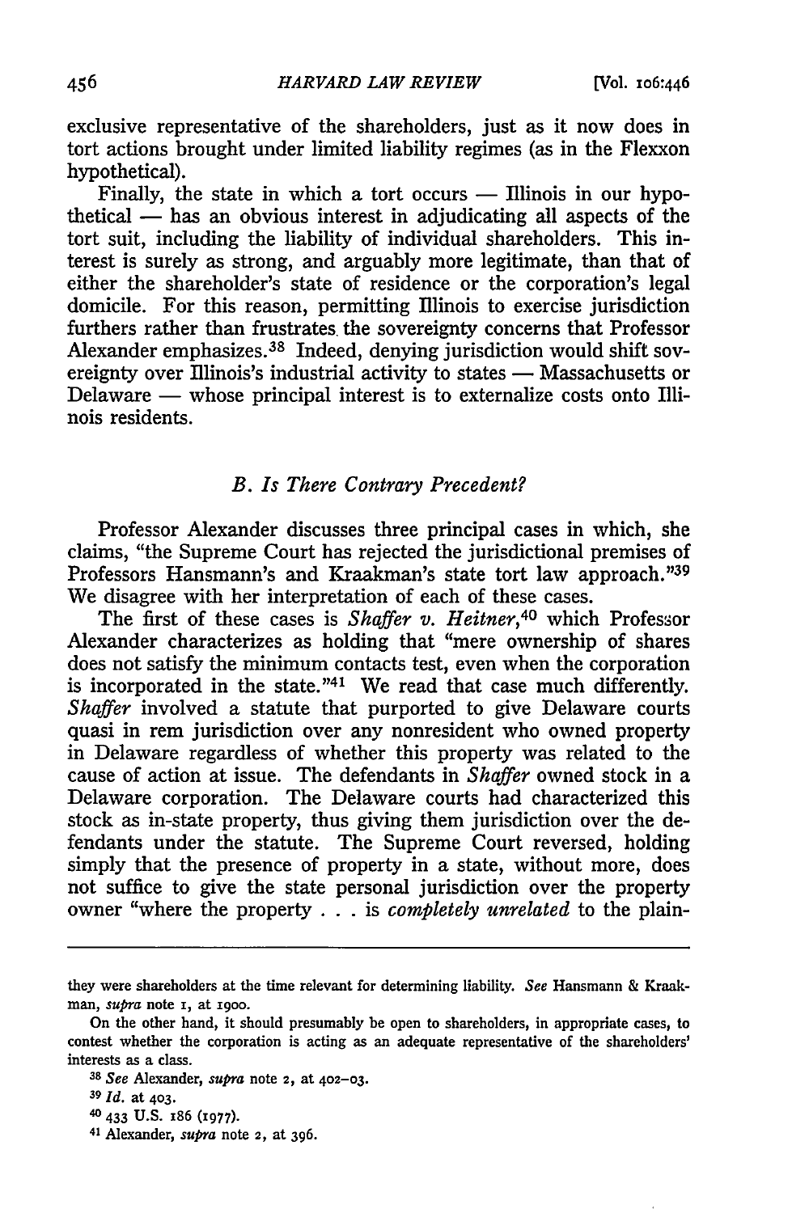exclusive representative of the shareholders, just as it now does in tort actions brought under limited liability regimes (as in the Flexxon hypothetical).

Finally, the state in which a tort occurs — Illinois in our hypothetical — has an obvious interest in adjudicating all aspects of the tort suit, including the liability of individual shareholders. This interest is surely as strong, and arguably more legitimate, than that of either the shareholder's state of residence or the corporation's legal domicile. For this reason, permitting Illinois to exercise jurisdiction furthers rather than frustrates the sovereignty concerns that Professor Alexander emphasizes.[38] Indeed, denying jurisdiction would shift sovereignty over Illinois's industrial activity to states — Massachusetts or Delaware — whose principal interest is to externalize costs onto Illinois residents.

### B. Is There Contrary Precedent?

Professor Alexander discusses three principal cases in which, she claims, "the Supreme Court has rejected the jurisdictional premises of Professors Hansmann's and Kraakman's state tort law approach."[39] We disagree with her interpretation of each of these cases.

The first of these cases is *Shaffer v. Heitner*,[40] which Professor Alexander characterizes as holding that "mere ownership of shares does not satisfy the minimum contacts test, even when the corporation is incorporated in the state."[41] We read that case much differently. *Shaffer* involved a statute that purported to give Delaware courts quasi in rem jurisdiction over any nonresident who owned property in Delaware regardless of whether this property was related to the cause of action at issue. The defendants in *Shaffer* owned stock in a Delaware corporation. The Delaware courts had characterized this stock as in-state property, thus giving them jurisdiction over the defendants under the statute. The Supreme Court reversed, holding simply that the presence of property in a state, without more, does not suffice to give the state personal jurisdiction over the property owner "where the property . . . is *completely unrelated* to the plain-

---

they were shareholders at the time relevant for determining liability. *See* Hansmann & Kraakman, *supra* note 1, at 1900.

On the other hand, it should presumably be open to shareholders, in appropriate cases, to contest whether the corporation is acting as an adequate representative of the shareholders' interests as a class.

[38] *See* Alexander, *supra* note 2, at 402–03.

[39] *Id.* at 403.

[40] 433 U.S. 186 (1977).

[41] Alexander, *supra* note 2, at 396.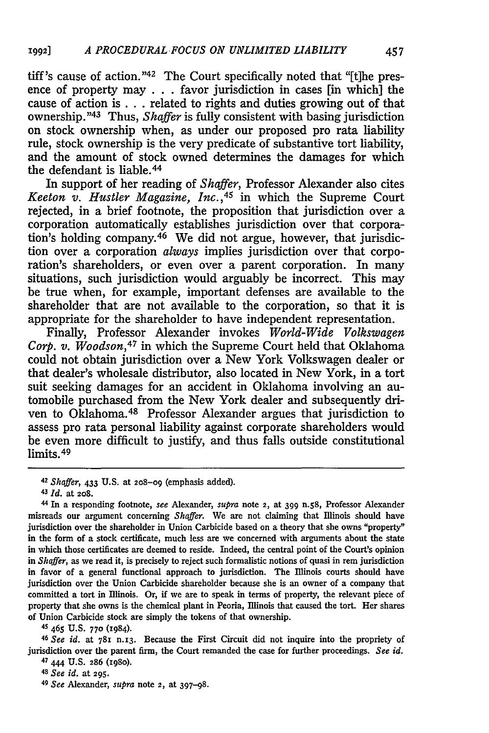tiff's cause of action."[42] The Court specifically noted that "[t]he presence of property may . . . favor jurisdiction in cases [in which] the cause of action is . . . related to rights and duties growing out of that ownership."[43] Thus, *Shaffer* is fully consistent with basing jurisdiction on stock ownership when, as under our proposed pro rata liability rule, stock ownership is the very predicate of substantive tort liability, and the amount of stock owned determines the damages for which the defendant is liable.[44]

In support of her reading of *Shaffer*, Professor Alexander also cites *Keeton v. Hustler Magazine, Inc.*,[45] in which the Supreme Court rejected, in a brief footnote, the proposition that jurisdiction over a corporation automatically establishes jurisdiction over that corporation's holding company.[46] We did not argue, however, that jurisdiction over a corporation *always* implies jurisdiction over that corporation's shareholders, or even over a parent corporation. In many situations, such jurisdiction would arguably be incorrect. This may be true when, for example, important defenses are available to the shareholder that are not available to the corporation, so that it is appropriate for the shareholder to have independent representation.

Finally, Professor Alexander invokes *World-Wide Volkswagen Corp. v. Woodson*,[47] in which the Supreme Court held that Oklahoma could not obtain jurisdiction over a New York Volkswagen dealer or that dealer's wholesale distributor, also located in New York, in a tort suit seeking damages for an accident in Oklahoma involving an automobile purchased from the New York dealer and subsequently driven to Oklahoma.[48] Professor Alexander argues that jurisdiction to assess pro rata personal liability against corporate shareholders would be even more difficult to justify, and thus falls outside constitutional limits.[49]

---

[42] *Shaffer*, 433 U.S. at 208–09 (emphasis added).

[43] *Id.* at 208.

[44] In a responding footnote, *see* Alexander, *supra* note 2, at 399 n.58, Professor Alexander misreads our argument concerning *Shaffer*. We are not claiming that Illinois should have jurisdiction over the shareholder in Union Carbicide based on a theory that she owns "property" in the form of a stock certificate, much less are we concerned with arguments about the state in which those certificates are deemed to reside. Indeed, the central point of the Court's opinion in *Shaffer*, as we read it, is precisely to reject such formalistic notions of quasi in rem jurisdiction in favor of a general functional approach to jurisdiction. The Illinois courts should have jurisdiction over the Union Carbicide shareholder because she is an owner of a company that committed a tort in Illinois. Or, if we are to speak in terms of property, the relevant piece of property that she owns is the chemical plant in Peoria, Illinois that caused the tort. Her shares of Union Carbicide stock are simply the tokens of that ownership.

[45] 465 U.S. 770 (1984).

[46] *See id.* at 781 n.13. Because the First Circuit did not inquire into the propriety of jurisdiction over the parent firm, the Court remanded the case for further proceedings. *See id.*

[47] 444 U.S. 286 (1980).

[48] *See id.* at 295.

[49] *See* Alexander, *supra* note 2, at 397–98.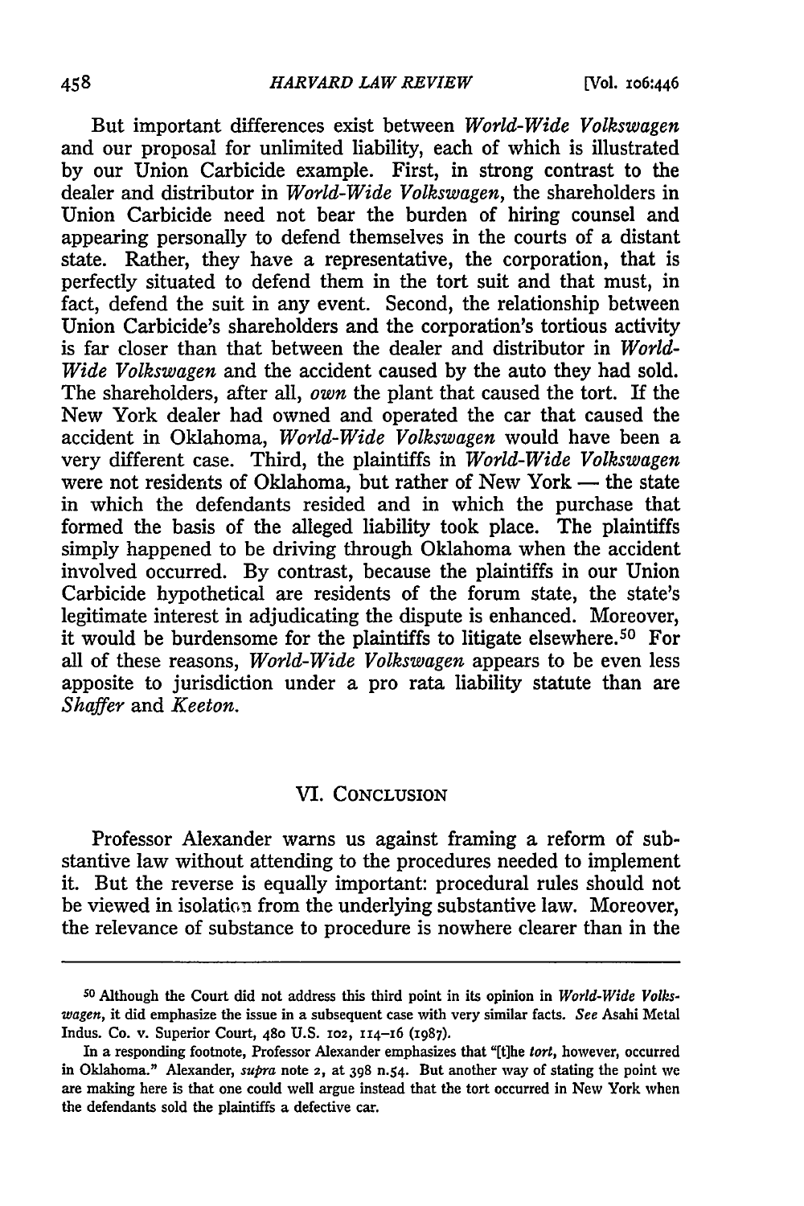But important differences exist between *World-Wide Volkswagen* and our proposal for unlimited liability, each of which is illustrated by our Union Carbicide example. First, in strong contrast to the dealer and distributor in *World-Wide Volkswagen*, the shareholders in Union Carbicide need not bear the burden of hiring counsel and appearing personally to defend themselves in the courts of a distant state. Rather, they have a representative, the corporation, that is perfectly situated to defend them in the tort suit and that must, in fact, defend the suit in any event. Second, the relationship between Union Carbicide's shareholders and the corporation's tortious activity is far closer than that between the dealer and distributor in *World-Wide Volkswagen* and the accident caused by the auto they had sold. The shareholders, after all, *own* the plant that caused the tort. If the New York dealer had owned and operated the car that caused the accident in Oklahoma, *World-Wide Volkswagen* would have been a very different case. Third, the plaintiffs in *World-Wide Volkswagen* were not residents of Oklahoma, but rather of New York — the state in which the defendants resided and in which the purchase that formed the basis of the alleged liability took place. The plaintiffs simply happened to be driving through Oklahoma when the accident involved occurred. By contrast, because the plaintiffs in our Union Carbicide hypothetical are residents of the forum state, the state's legitimate interest in adjudicating the dispute is enhanced. Moreover, it would be burdensome for the plaintiffs to litigate elsewhere.[50] For all of these reasons, *World-Wide Volkswagen* appears to be even less apposite to jurisdiction under a pro rata liability statute than are *Shaffer* and *Keeton*.

## VI. Conclusion

Professor Alexander warns us against framing a reform of substantive law without attending to the procedures needed to implement it. But the reverse is equally important: procedural rules should not be viewed in isolation from the underlying substantive law. Moreover, the relevance of substance to procedure is nowhere clearer than in the

---

[50] Although the Court did not address this third point in its opinion in *World-Wide Volkswagen*, it did emphasize the issue in a subsequent case with very similar facts. *See* Asahi Metal Indus. Co. v. Superior Court, 480 U.S. 102, 114–16 (1987).

In a responding footnote, Professor Alexander emphasizes that "[t]he *tort*, however, occurred in Oklahoma." Alexander, *supra* note 2, at 398 n.54. But another way of stating the point we are making here is that one could well argue instead that the tort occurred in New York when the defendants sold the plaintiffs a defective car.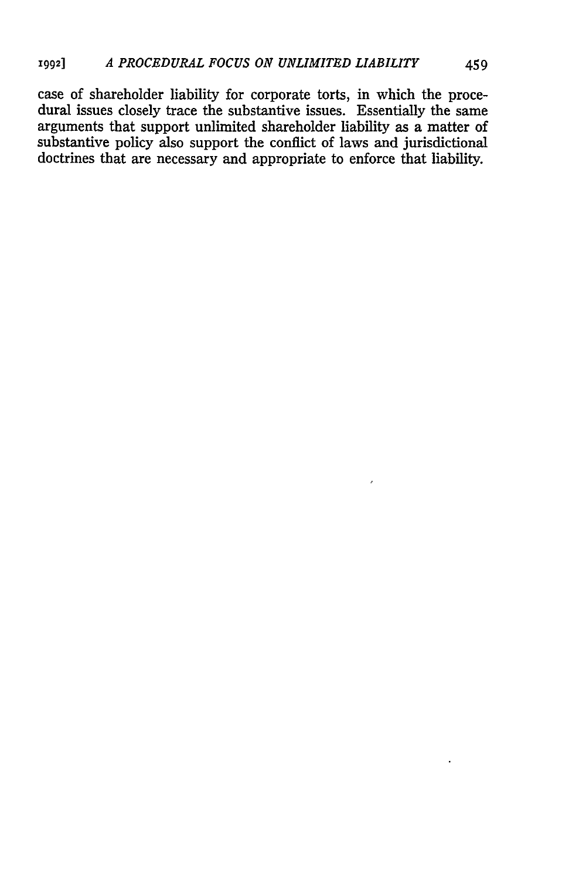case of shareholder liability for corporate torts, in which the procedural issues closely trace the substantive issues. Essentially the same arguments that support unlimited shareholder liability as a matter of substantive policy also support the conflict of laws and jurisdictional doctrines that are necessary and appropriate to enforce that liability.